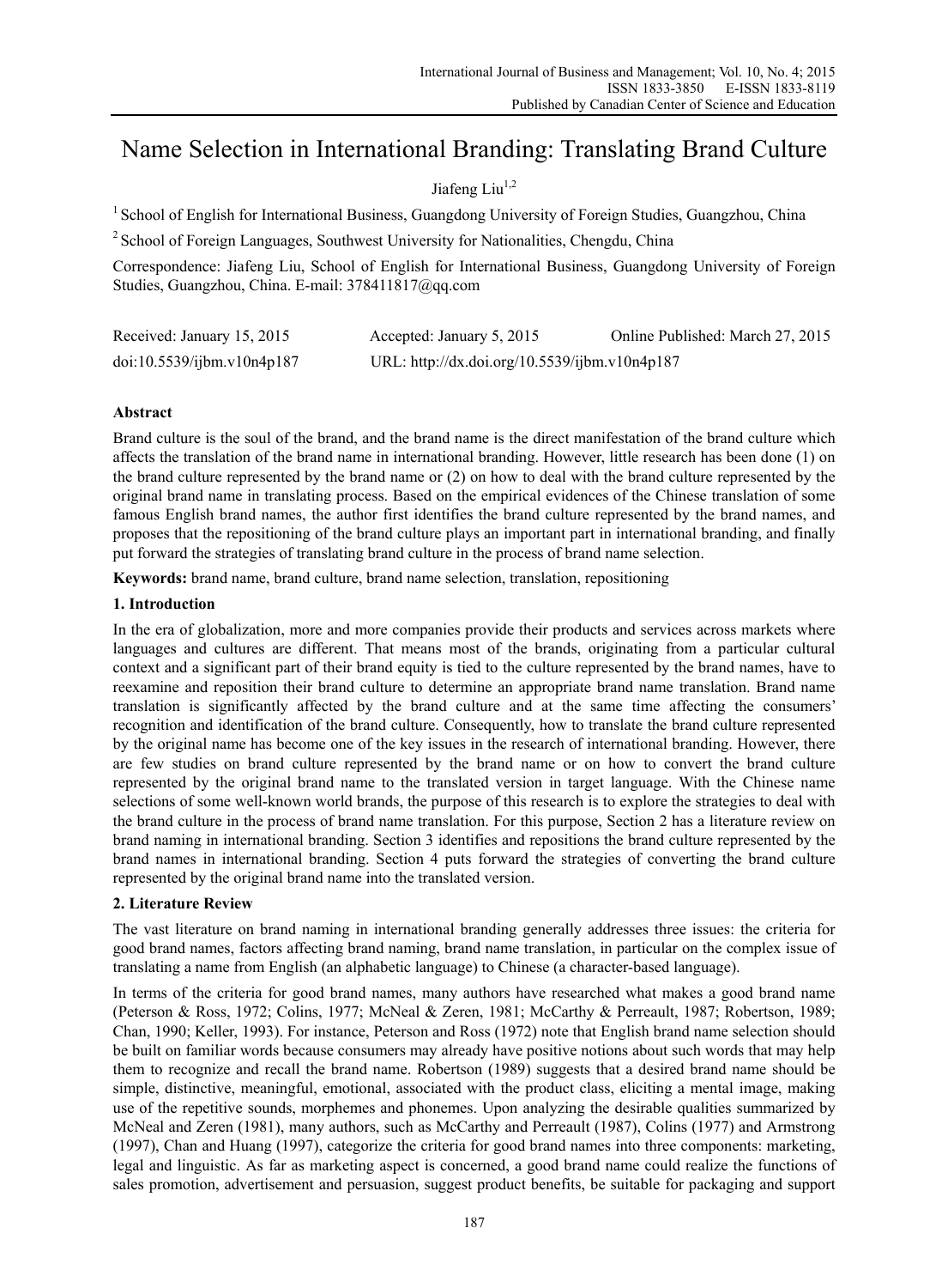# Name Selection in International Branding: Translating Brand Culture

Jiafeng Liu[1,2]

[1] School of English for International Business, Guangdong University of Foreign Studies, Guangzhou, China

[2] School of Foreign Languages, Southwest University for Nationalities, Chengdu, China

Correspondence: Jiafeng Liu, School of English for International Business, Guangdong University of Foreign Studies, Guangzhou, China. E-mail: 378411817@qq.com

| Received: January 15, 2015 | Accepted: January 5, 2015 | Online Published: March 27, 2015 |
|---|---|---|
| doi:10.5539/ijbm.v10n4p187 | URL: http://dx.doi.org/10.5539/ijbm.v10n4p187 | |

## Abstract

Brand culture is the soul of the brand, and the brand name is the direct manifestation of the brand culture which affects the translation of the brand name in international branding. However, little research has been done (1) on the brand culture represented by the brand name or (2) on how to deal with the brand culture represented by the original brand name in translating process. Based on the empirical evidences of the Chinese translation of some famous English brand names, the author first identifies the brand culture represented by the brand names, and proposes that the repositioning of the brand culture plays an important part in international branding, and finally put forward the strategies of translating brand culture in the process of brand name selection.

**Keywords:** brand name, brand culture, brand name selection, translation, repositioning

## 1. Introduction

In the era of globalization, more and more companies provide their products and services across markets where languages and cultures are different. That means most of the brands, originating from a particular cultural context and a significant part of their brand equity is tied to the culture represented by the brand names, have to reexamine and reposition their brand culture to determine an appropriate brand name translation. Brand name translation is significantly affected by the brand culture and at the same time affecting the consumers' recognition and identification of the brand culture. Consequently, how to translate the brand culture represented by the original name has become one of the key issues in the research of international branding. However, there are few studies on brand culture represented by the brand name or on how to convert the brand culture represented by the original brand name to the translated version in target language. With the Chinese name selections of some well-known world brands, the purpose of this research is to explore the strategies to deal with the brand culture in the process of brand name translation. For this purpose, Section 2 has a literature review on brand naming in international branding. Section 3 identifies and repositions the brand culture represented by the brand names in international branding. Section 4 puts forward the strategies of converting the brand culture represented by the original brand name into the translated version.

## 2. Literature Review

The vast literature on brand naming in international branding generally addresses three issues: the criteria for good brand names, factors affecting brand naming, brand name translation, in particular on the complex issue of translating a name from English (an alphabetic language) to Chinese (a character-based language).

In terms of the criteria for good brand names, many authors have researched what makes a good brand name (Peterson & Ross, 1972; Colins, 1977; McNeal & Zeren, 1981; McCarthy & Perreault, 1987; Robertson, 1989; Chan, 1990; Keller, 1993). For instance, Peterson and Ross (1972) note that English brand name selection should be built on familiar words because consumers may already have positive notions about such words that may help them to recognize and recall the brand name. Robertson (1989) suggests that a desired brand name should be simple, distinctive, meaningful, emotional, associated with the product class, eliciting a mental image, making use of the repetitive sounds, morphemes and phonemes. Upon analyzing the desirable qualities summarized by McNeal and Zeren (1981), many authors, such as McCarthy and Perreault (1987), Colins (1977) and Armstrong (1997), Chan and Huang (1997), categorize the criteria for good brand names into three components: marketing, legal and linguistic. As far as marketing aspect is concerned, a good brand name could realize the functions of sales promotion, advertisement and persuasion, suggest product benefits, be suitable for packaging and support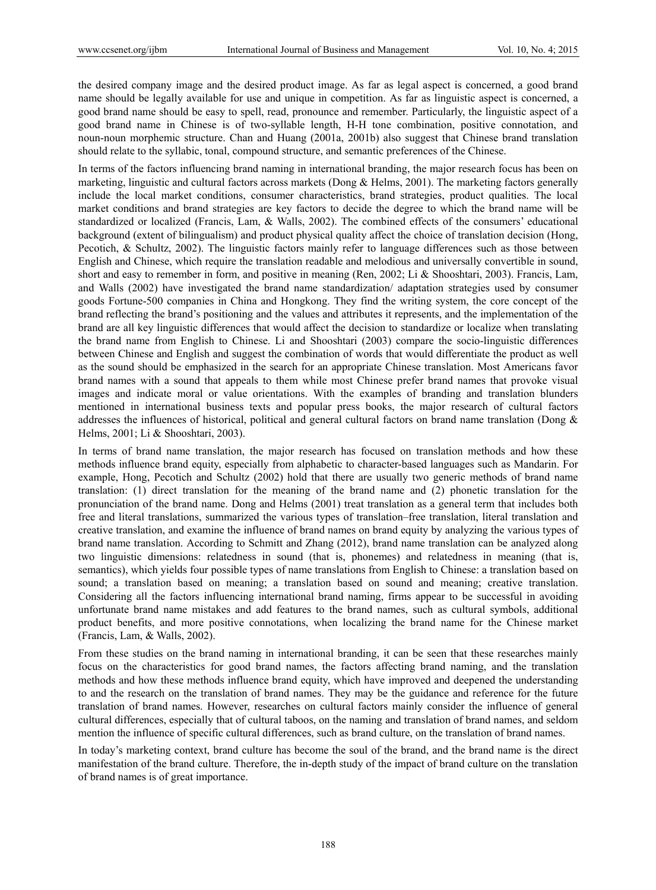the desired company image and the desired product image. As far as legal aspect is concerned, a good brand name should be legally available for use and unique in competition. As far as linguistic aspect is concerned, a good brand name should be easy to spell, read, pronounce and remember. Particularly, the linguistic aspect of a good brand name in Chinese is of two-syllable length, H-H tone combination, positive connotation, and noun-noun morphemic structure. Chan and Huang (2001a, 2001b) also suggest that Chinese brand translation should relate to the syllabic, tonal, compound structure, and semantic preferences of the Chinese.

In terms of the factors influencing brand naming in international branding, the major research focus has been on marketing, linguistic and cultural factors across markets (Dong & Helms, 2001). The marketing factors generally include the local market conditions, consumer characteristics, brand strategies, product qualities. The local market conditions and brand strategies are key factors to decide the degree to which the brand name will be standardized or localized (Francis, Lam, & Walls, 2002). The combined effects of the consumers' educational background (extent of bilingualism) and product physical quality affect the choice of translation decision (Hong, Pecotich, & Schultz, 2002). The linguistic factors mainly refer to language differences such as those between English and Chinese, which require the translation readable and melodious and universally convertible in sound, short and easy to remember in form, and positive in meaning (Ren, 2002; Li & Shooshtari, 2003). Francis, Lam, and Walls (2002) have investigated the brand name standardization/ adaptation strategies used by consumer goods Fortune-500 companies in China and Hongkong. They find the writing system, the core concept of the brand reflecting the brand's positioning and the values and attributes it represents, and the implementation of the brand are all key linguistic differences that would affect the decision to standardize or localize when translating the brand name from English to Chinese. Li and Shooshtari (2003) compare the socio-linguistic differences between Chinese and English and suggest the combination of words that would differentiate the product as well as the sound should be emphasized in the search for an appropriate Chinese translation. Most Americans favor brand names with a sound that appeals to them while most Chinese prefer brand names that provoke visual images and indicate moral or value orientations. With the examples of branding and translation blunders mentioned in international business texts and popular press books, the major research of cultural factors addresses the influences of historical, political and general cultural factors on brand name translation (Dong & Helms, 2001; Li & Shooshtari, 2003).

In terms of brand name translation, the major research has focused on translation methods and how these methods influence brand equity, especially from alphabetic to character-based languages such as Mandarin. For example, Hong, Pecotich and Schultz (2002) hold that there are usually two generic methods of brand name translation: (1) direct translation for the meaning of the brand name and (2) phonetic translation for the pronunciation of the brand name. Dong and Helms (2001) treat translation as a general term that includes both free and literal translations, summarized the various types of translation–free translation, literal translation and creative translation, and examine the influence of brand names on brand equity by analyzing the various types of brand name translation. According to Schmitt and Zhang (2012), brand name translation can be analyzed along two linguistic dimensions: relatedness in sound (that is, phonemes) and relatedness in meaning (that is, semantics), which yields four possible types of name translations from English to Chinese: a translation based on sound; a translation based on meaning; a translation based on sound and meaning; creative translation. Considering all the factors influencing international brand naming, firms appear to be successful in avoiding unfortunate brand name mistakes and add features to the brand names, such as cultural symbols, additional product benefits, and more positive connotations, when localizing the brand name for the Chinese market (Francis, Lam, & Walls, 2002).

From these studies on the brand naming in international branding, it can be seen that these researches mainly focus on the characteristics for good brand names, the factors affecting brand naming, and the translation methods and how these methods influence brand equity, which have improved and deepened the understanding to and the research on the translation of brand names. They may be the guidance and reference for the future translation of brand names. However, researches on cultural factors mainly consider the influence of general cultural differences, especially that of cultural taboos, on the naming and translation of brand names, and seldom mention the influence of specific cultural differences, such as brand culture, on the translation of brand names.

In today's marketing context, brand culture has become the soul of the brand, and the brand name is the direct manifestation of the brand culture. Therefore, the in-depth study of the impact of brand culture on the translation of brand names is of great importance.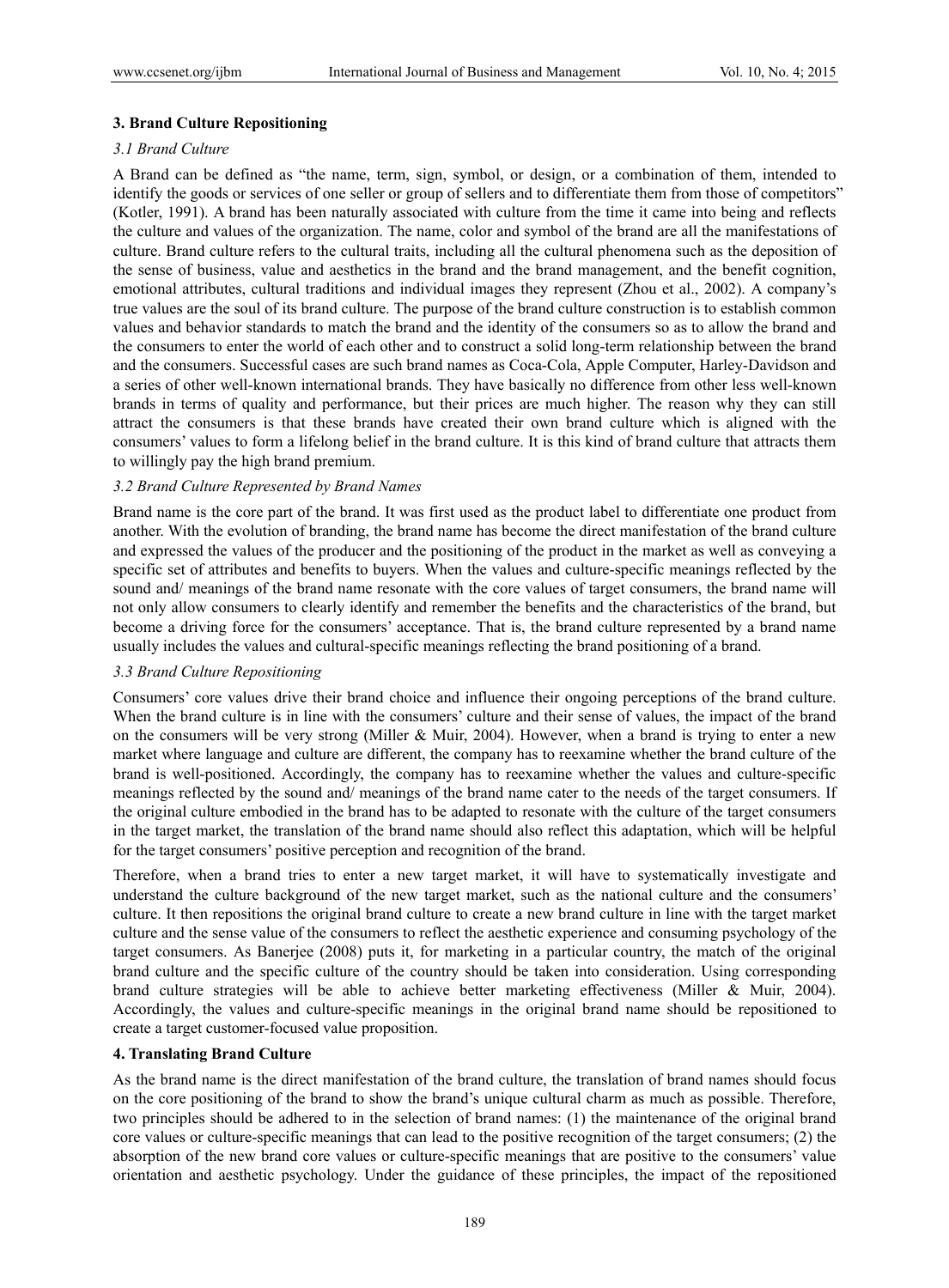## 3. Brand Culture Repositioning

### *3.1 Brand Culture*

A Brand can be defined as "the name, term, sign, symbol, or design, or a combination of them, intended to identify the goods or services of one seller or group of sellers and to differentiate them from those of competitors" (Kotler, 1991). A brand has been naturally associated with culture from the time it came into being and reflects the culture and values of the organization. The name, color and symbol of the brand are all the manifestations of culture. Brand culture refers to the cultural traits, including all the cultural phenomena such as the deposition of the sense of business, value and aesthetics in the brand and the brand management, and the benefit cognition, emotional attributes, cultural traditions and individual images they represent (Zhou et al., 2002). A company's true values are the soul of its brand culture. The purpose of the brand culture construction is to establish common values and behavior standards to match the brand and the identity of the consumers so as to allow the brand and the consumers to enter the world of each other and to construct a solid long-term relationship between the brand and the consumers. Successful cases are such brand names as Coca-Cola, Apple Computer, Harley-Davidson and a series of other well-known international brands. They have basically no difference from other less well-known brands in terms of quality and performance, but their prices are much higher. The reason why they can still attract the consumers is that these brands have created their own brand culture which is aligned with the consumers' values to form a lifelong belief in the brand culture. It is this kind of brand culture that attracts them to willingly pay the high brand premium.

### *3.2 Brand Culture Represented by Brand Names*

Brand name is the core part of the brand. It was first used as the product label to differentiate one product from another. With the evolution of branding, the brand name has become the direct manifestation of the brand culture and expressed the values of the producer and the positioning of the product in the market as well as conveying a specific set of attributes and benefits to buyers. When the values and culture-specific meanings reflected by the sound and/ meanings of the brand name resonate with the core values of target consumers, the brand name will not only allow consumers to clearly identify and remember the benefits and the characteristics of the brand, but become a driving force for the consumers' acceptance. That is, the brand culture represented by a brand name usually includes the values and cultural-specific meanings reflecting the brand positioning of a brand.

### *3.3 Brand Culture Repositioning*

Consumers' core values drive their brand choice and influence their ongoing perceptions of the brand culture. When the brand culture is in line with the consumers' culture and their sense of values, the impact of the brand on the consumers will be very strong (Miller & Muir, 2004). However, when a brand is trying to enter a new market where language and culture are different, the company has to reexamine whether the brand culture of the brand is well-positioned. Accordingly, the company has to reexamine whether the values and culture-specific meanings reflected by the sound and/ meanings of the brand name cater to the needs of the target consumers. If the original culture embodied in the brand has to be adapted to resonate with the culture of the target consumers in the target market, the translation of the brand name should also reflect this adaptation, which will be helpful for the target consumers' positive perception and recognition of the brand.

Therefore, when a brand tries to enter a new target market, it will have to systematically investigate and understand the culture background of the new target market, such as the national culture and the consumers' culture. It then repositions the original brand culture to create a new brand culture in line with the target market culture and the sense value of the consumers to reflect the aesthetic experience and consuming psychology of the target consumers. As Banerjee (2008) puts it, for marketing in a particular country, the match of the original brand culture and the specific culture of the country should be taken into consideration. Using corresponding brand culture strategies will be able to achieve better marketing effectiveness (Miller & Muir, 2004). Accordingly, the values and culture-specific meanings in the original brand name should be repositioned to create a target customer-focused value proposition.

## 4. Translating Brand Culture

As the brand name is the direct manifestation of the brand culture, the translation of brand names should focus on the core positioning of the brand to show the brand's unique cultural charm as much as possible. Therefore, two principles should be adhered to in the selection of brand names: (1) the maintenance of the original brand core values or culture-specific meanings that can lead to the positive recognition of the target consumers; (2) the absorption of the new brand core values or culture-specific meanings that are positive to the consumers' value orientation and aesthetic psychology. Under the guidance of these principles, the impact of the repositioned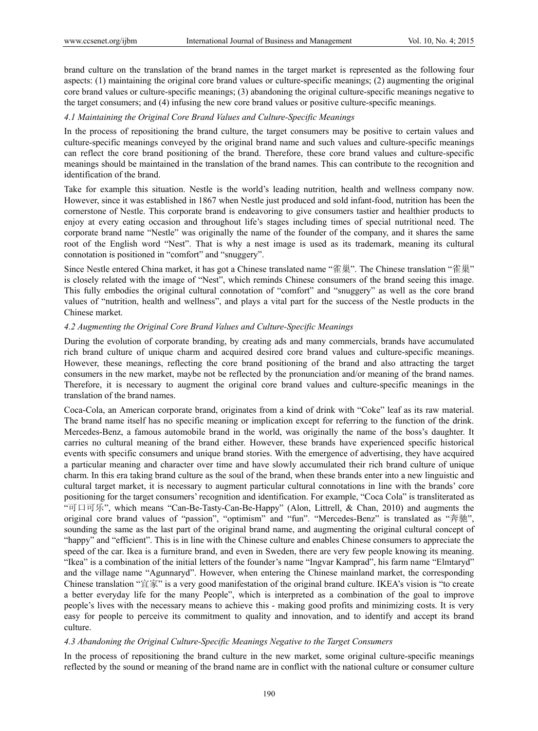brand culture on the translation of the brand names in the target market is represented as the following four aspects: (1) maintaining the original core brand values or culture-specific meanings; (2) augmenting the original core brand values or culture-specific meanings; (3) abandoning the original culture-specific meanings negative to the target consumers; and (4) infusing the new core brand values or positive culture-specific meanings.

### *4.1 Maintaining the Original Core Brand Values and Culture-Specific Meanings*

In the process of repositioning the brand culture, the target consumers may be positive to certain values and culture-specific meanings conveyed by the original brand name and such values and culture-specific meanings can reflect the core brand positioning of the brand. Therefore, these core brand values and culture-specific meanings should be maintained in the translation of the brand names. This can contribute to the recognition and identification of the brand.

Take for example this situation. Nestle is the world's leading nutrition, health and wellness company now. However, since it was established in 1867 when Nestle just produced and sold infant-food, nutrition has been the cornerstone of Nestle. This corporate brand is endeavoring to give consumers tastier and healthier products to enjoy at every eating occasion and throughout life's stages including times of special nutritional need. The corporate brand name "Nestle" was originally the name of the founder of the company, and it shares the same root of the English word "Nest". That is why a nest image is used as its trademark, meaning its cultural connotation is positioned in "comfort" and "snuggery".

Since Nestle entered China market, it has got a Chinese translated name "雀巢". The Chinese translation "雀巢" is closely related with the image of "Nest", which reminds Chinese consumers of the brand seeing this image. This fully embodies the original cultural connotation of "comfort" and "snuggery" as well as the core brand values of "nutrition, health and wellness", and plays a vital part for the success of the Nestle products in the Chinese market.

### *4.2 Augmenting the Original Core Brand Values and Culture-Specific Meanings*

During the evolution of corporate branding, by creating ads and many commercials, brands have accumulated rich brand culture of unique charm and acquired desired core brand values and culture-specific meanings. However, these meanings, reflecting the core brand positioning of the brand and also attracting the target consumers in the new market, maybe not be reflected by the pronunciation and/or meaning of the brand names. Therefore, it is necessary to augment the original core brand values and culture-specific meanings in the translation of the brand names.

Coca-Cola, an American corporate brand, originates from a kind of drink with "Coke" leaf as its raw material. The brand name itself has no specific meaning or implication except for referring to the function of the drink. Mercedes-Benz, a famous automobile brand in the world, was originally the name of the boss's daughter. It carries no cultural meaning of the brand either. However, these brands have experienced specific historical events with specific consumers and unique brand stories. With the emergence of advertising, they have acquired a particular meaning and character over time and have slowly accumulated their rich brand culture of unique charm. In this era taking brand culture as the soul of the brand, when these brands enter into a new linguistic and cultural target market, it is necessary to augment particular cultural connotations in line with the brands' core positioning for the target consumers' recognition and identification. For example, "Coca Cola" is transliterated as "可口可乐", which means "Can-Be-Tasty-Can-Be-Happy" (Alon, Littrell, & Chan, 2010) and augments the original core brand values of "passion", "optimism" and "fun". "Mercedes-Benz" is translated as "奔驰", sounding the same as the last part of the original brand name, and augmenting the original cultural concept of "happy" and "efficient". This is in line with the Chinese culture and enables Chinese consumers to appreciate the speed of the car. Ikea is a furniture brand, and even in Sweden, there are very few people knowing its meaning. "Ikea" is a combination of the initial letters of the founder's name "Ingvar Kamprad", his farm name "Elmtaryd" and the village name "Agunnaryd". However, when entering the Chinese mainland market, the corresponding Chinese translation "宜家" is a very good manifestation of the original brand culture. IKEA's vision is "to create a better everyday life for the many People", which is interpreted as a combination of the goal to improve people's lives with the necessary means to achieve this - making good profits and minimizing costs. It is very easy for people to perceive its commitment to quality and innovation, and to identify and accept its brand culture.

### *4.3 Abandoning the Original Culture-Specific Meanings Negative to the Target Consumers*

In the process of repositioning the brand culture in the new market, some original culture-specific meanings reflected by the sound or meaning of the brand name are in conflict with the national culture or consumer culture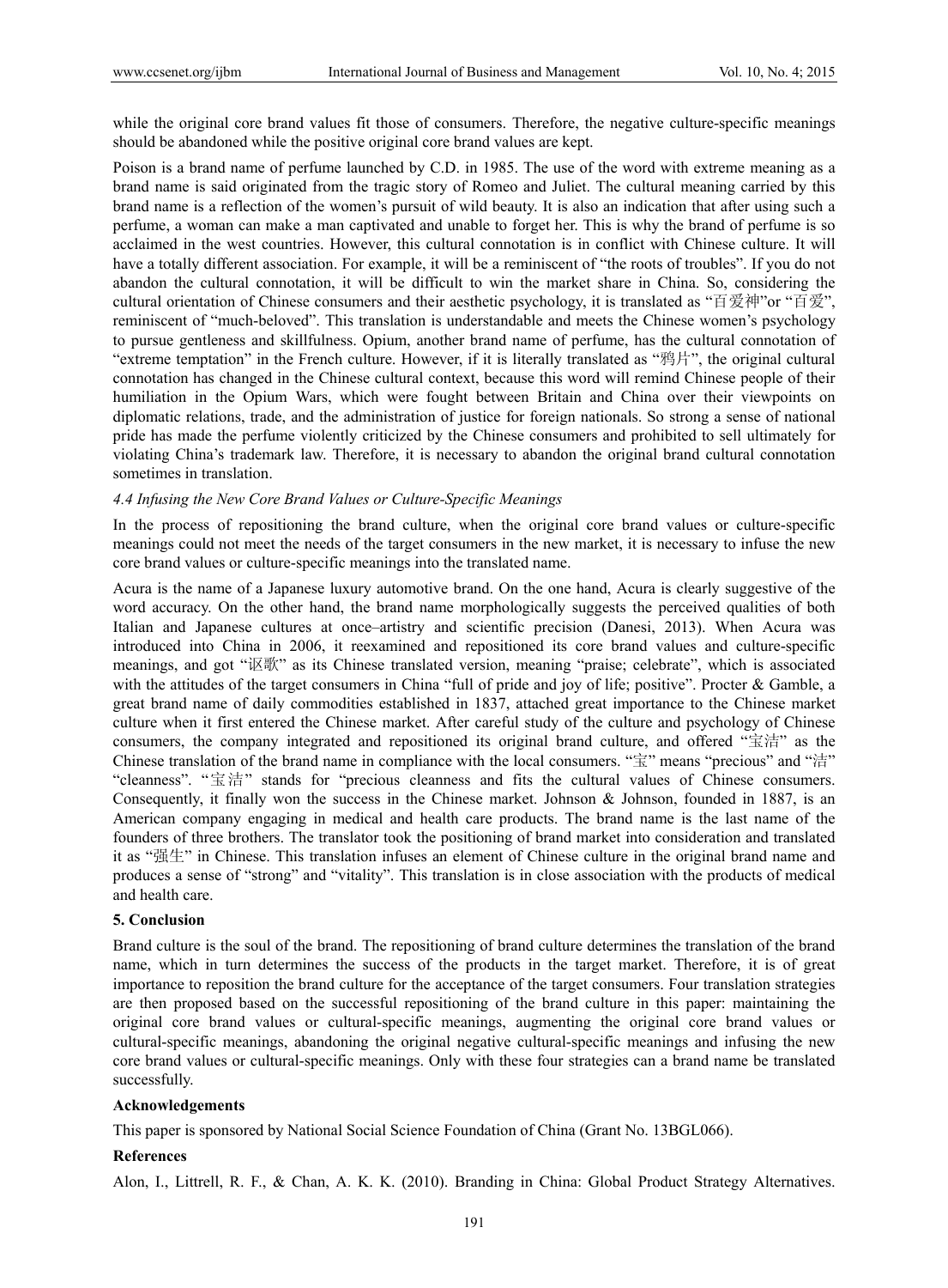while the original core brand values fit those of consumers. Therefore, the negative culture-specific meanings should be abandoned while the positive original core brand values are kept.

Poison is a brand name of perfume launched by C.D. in 1985. The use of the word with extreme meaning as a brand name is said originated from the tragic story of Romeo and Juliet. The cultural meaning carried by this brand name is a reflection of the women's pursuit of wild beauty. It is also an indication that after using such a perfume, a woman can make a man captivated and unable to forget her. This is why the brand of perfume is so acclaimed in the west countries. However, this cultural connotation is in conflict with Chinese culture. It will have a totally different association. For example, it will be a reminiscent of "the roots of troubles". If you do not abandon the cultural connotation, it will be difficult to win the market share in China. So, considering the cultural orientation of Chinese consumers and their aesthetic psychology, it is translated as "百爱神"or "百爱", reminiscent of "much-beloved". This translation is understandable and meets the Chinese women's psychology to pursue gentleness and skillfulness. Opium, another brand name of perfume, has the cultural connotation of "extreme temptation" in the French culture. However, if it is literally translated as "鸦片", the original cultural connotation has changed in the Chinese cultural context, because this word will remind Chinese people of their humiliation in the Opium Wars, which were fought between Britain and China over their viewpoints on diplomatic relations, trade, and the administration of justice for foreign nationals. So strong a sense of national pride has made the perfume violently criticized by the Chinese consumers and prohibited to sell ultimately for violating China's trademark law. Therefore, it is necessary to abandon the original brand cultural connotation sometimes in translation.

*4.4 Infusing the New Core Brand Values or Culture-Specific Meanings*

In the process of repositioning the brand culture, when the original core brand values or culture-specific meanings could not meet the needs of the target consumers in the new market, it is necessary to infuse the new core brand values or culture-specific meanings into the translated name.

Acura is the name of a Japanese luxury automotive brand. On the one hand, Acura is clearly suggestive of the word accuracy. On the other hand, the brand name morphologically suggests the perceived qualities of both Italian and Japanese cultures at once–artistry and scientific precision (Danesi, 2013). When Acura was introduced into China in 2006, it reexamined and repositioned its core brand values and culture-specific meanings, and got "讴歌" as its Chinese translated version, meaning "praise; celebrate", which is associated with the attitudes of the target consumers in China "full of pride and joy of life; positive". Procter & Gamble, a great brand name of daily commodities established in 1837, attached great importance to the Chinese market culture when it first entered the Chinese market. After careful study of the culture and psychology of Chinese consumers, the company integrated and repositioned its original brand culture, and offered "宝洁" as the Chinese translation of the brand name in compliance with the local consumers. "宝" means "precious" and "洁" "cleanness". "宝洁" stands for "precious cleanness and fits the cultural values of Chinese consumers. Consequently, it finally won the success in the Chinese market. Johnson & Johnson, founded in 1887, is an American company engaging in medical and health care products. The brand name is the last name of the founders of three brothers. The translator took the positioning of brand market into consideration and translated it as "强生" in Chinese. This translation infuses an element of Chinese culture in the original brand name and produces a sense of "strong" and "vitality". This translation is in close association with the products of medical and health care.

## 5. Conclusion

Brand culture is the soul of the brand. The repositioning of brand culture determines the translation of the brand name, which in turn determines the success of the products in the target market. Therefore, it is of great importance to reposition the brand culture for the acceptance of the target consumers. Four translation strategies are then proposed based on the successful repositioning of the brand culture in this paper: maintaining the original core brand values or cultural-specific meanings, augmenting the original core brand values or cultural-specific meanings, abandoning the original negative cultural-specific meanings and infusing the new core brand values or cultural-specific meanings. Only with these four strategies can a brand name be translated successfully.

## Acknowledgements

This paper is sponsored by National Social Science Foundation of China (Grant No. 13BGL066).

## References

Alon, I., Littrell, R. F., & Chan, A. K. K. (2010). Branding in China: Global Product Strategy Alternatives.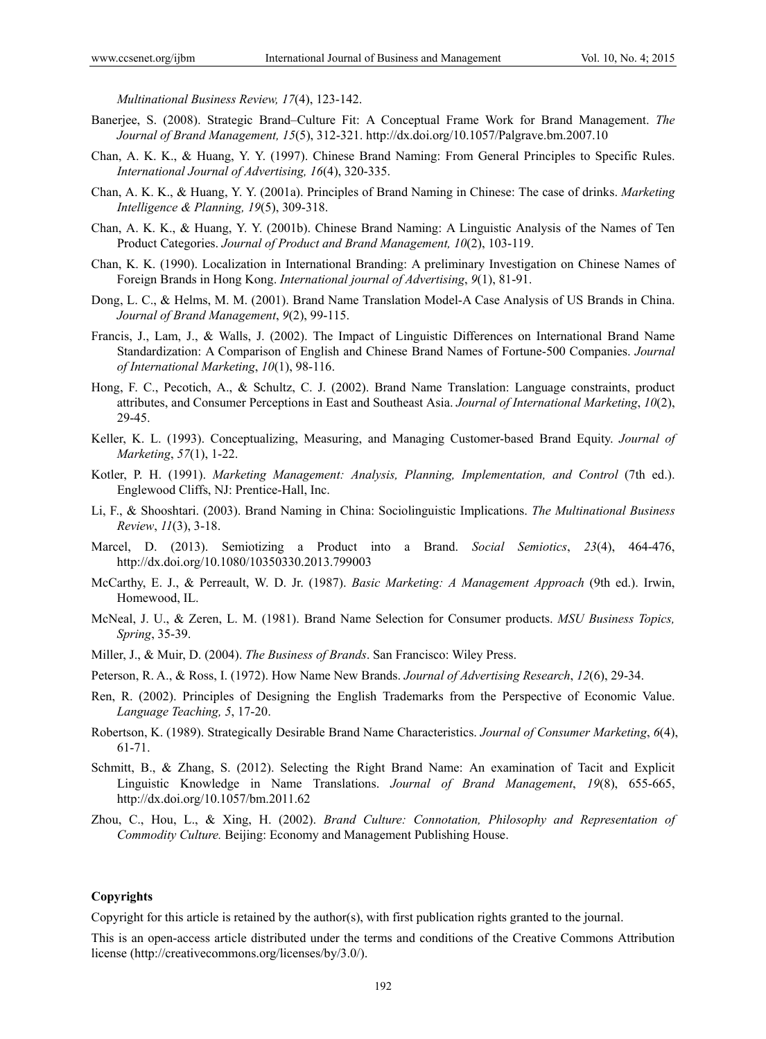*Multinational Business Review, 17*(4), 123-142.

Banerjee, S. (2008). Strategic Brand–Culture Fit: A Conceptual Frame Work for Brand Management. *The Journal of Brand Management, 15*(5), 312-321. http://dx.doi.org/10.1057/Palgrave.bm.2007.10

Chan, A. K. K., & Huang, Y. Y. (1997). Chinese Brand Naming: From General Principles to Specific Rules. *International Journal of Advertising, 16*(4), 320-335.

Chan, A. K. K., & Huang, Y. Y. (2001a). Principles of Brand Naming in Chinese: The case of drinks. *Marketing Intelligence & Planning, 19*(5), 309-318.

Chan, A. K. K., & Huang, Y. Y. (2001b). Chinese Brand Naming: A Linguistic Analysis of the Names of Ten Product Categories. *Journal of Product and Brand Management, 10*(2), 103-119.

Chan, K. K. (1990). Localization in International Branding: A preliminary Investigation on Chinese Names of Foreign Brands in Hong Kong. *International journal of Advertising*, *9*(1), 81-91.

Dong, L. C., & Helms, M. M. (2001). Brand Name Translation Model-A Case Analysis of US Brands in China. *Journal of Brand Management*, *9*(2), 99-115.

Francis, J., Lam, J., & Walls, J. (2002). The Impact of Linguistic Differences on International Brand Name Standardization: A Comparison of English and Chinese Brand Names of Fortune-500 Companies. *Journal of International Marketing*, *10*(1), 98-116.

Hong, F. C., Pecotich, A., & Schultz, C. J. (2002). Brand Name Translation: Language constraints, product attributes, and Consumer Perceptions in East and Southeast Asia. *Journal of International Marketing*, *10*(2), 29-45.

Keller, K. L. (1993). Conceptualizing, Measuring, and Managing Customer-based Brand Equity. *Journal of Marketing*, *57*(1), 1-22.

Kotler, P. H. (1991). *Marketing Management: Analysis, Planning, Implementation, and Control* (7th ed.). Englewood Cliffs, NJ: Prentice-Hall, Inc.

Li, F., & Shooshtari. (2003). Brand Naming in China: Sociolinguistic Implications. *The Multinational Business Review*, *11*(3), 3-18.

Marcel, D. (2013). Semiotizing a Product into a Brand. *Social Semiotics*, *23*(4), 464-476, http://dx.doi.org/10.1080/10350330.2013.799003

McCarthy, E. J., & Perreault, W. D. Jr. (1987). *Basic Marketing: A Management Approach* (9th ed.). Irwin, Homewood, IL.

McNeal, J. U., & Zeren, L. M. (1981). Brand Name Selection for Consumer products. *MSU Business Topics, Spring*, 35-39.

Miller, J., & Muir, D. (2004). *The Business of Brands*. San Francisco: Wiley Press.

Peterson, R. A., & Ross, I. (1972). How Name New Brands. *Journal of Advertising Research*, *12*(6), 29-34.

Ren, R. (2002). Principles of Designing the English Trademarks from the Perspective of Economic Value. *Language Teaching, 5*, 17-20.

Robertson, K. (1989). Strategically Desirable Brand Name Characteristics. *Journal of Consumer Marketing*, *6*(4), 61-71.

Schmitt, B., & Zhang, S. (2012). Selecting the Right Brand Name: An examination of Tacit and Explicit Linguistic Knowledge in Name Translations. *Journal of Brand Management*, *19*(8), 655-665, http://dx.doi.org/10.1057/bm.2011.62

Zhou, C., Hou, L., & Xing, H. (2002). *Brand Culture: Connotation, Philosophy and Representation of Commodity Culture.* Beijing: Economy and Management Publishing House.

**Copyrights**

Copyright for this article is retained by the author(s), with first publication rights granted to the journal.

This is an open-access article distributed under the terms and conditions of the Creative Commons Attribution license (http://creativecommons.org/licenses/by/3.0/).